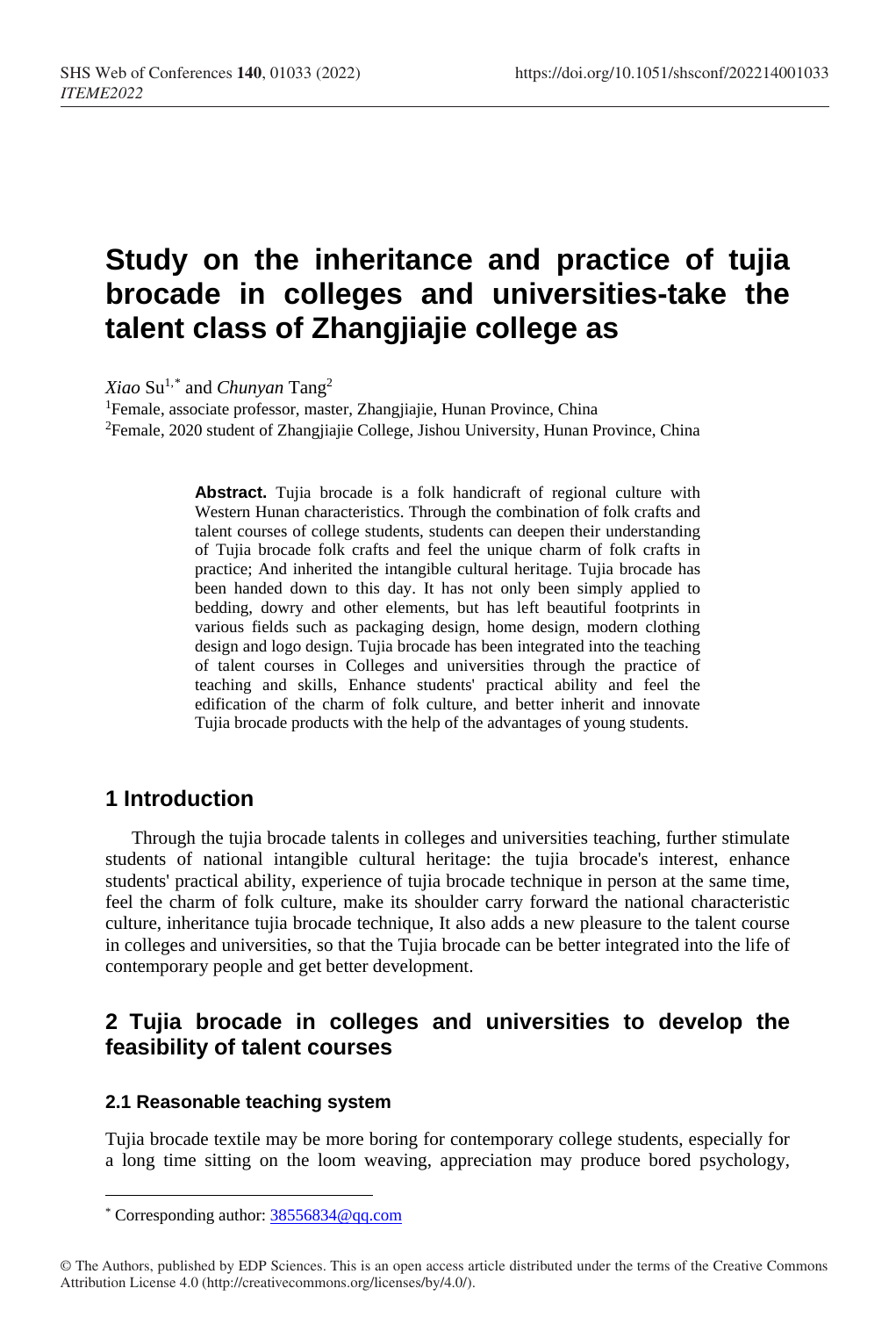# Study on the inheritance and practice of tujia brocade in colleges and universities-take the talent class of Zhangjiajie college as

*Xiao* Su[1,*] and *Chunyan* Tang[2]

[1]Female, associate professor, master, Zhangjiajie, Hunan Province, China

[2]Female, 2020 student of Zhangjiajie College, Jishou University, Hunan Province, China

**Abstract.** Tujia brocade is a folk handicraft of regional culture with Western Hunan characteristics. Through the combination of folk crafts and talent courses of college students, students can deepen their understanding of Tujia brocade folk crafts and feel the unique charm of folk crafts in practice; And inherited the intangible cultural heritage. Tujia brocade has been handed down to this day. It has not only been simply applied to bedding, dowry and other elements, but has left beautiful footprints in various fields such as packaging design, home design, modern clothing design and logo design. Tujia brocade has been integrated into the teaching of talent courses in Colleges and universities through the practice of teaching and skills, Enhance students' practical ability and feel the edification of the charm of folk culture, and better inherit and innovate Tujia brocade products with the help of the advantages of young students.

## 1 Introduction

Through the tujia brocade talents in colleges and universities teaching, further stimulate students of national intangible cultural heritage: the tujia brocade's interest, enhance students' practical ability, experience of tujia brocade technique in person at the same time, feel the charm of folk culture, make its shoulder carry forward the national characteristic culture, inheritance tujia brocade technique, It also adds a new pleasure to the talent course in colleges and universities, so that the Tujia brocade can be better integrated into the life of contemporary people and get better development.

## 2 Tujia brocade in colleges and universities to develop the feasibility of talent courses

### 2.1 Reasonable teaching system

Tujia brocade textile may be more boring for contemporary college students, especially for a long time sitting on the loom weaving, appreciation may produce bored psychology,

* Corresponding author: 38556834@qq.com

© The Authors, published by EDP Sciences. This is an open access article distributed under the terms of the Creative Commons Attribution License 4.0 (http://creativecommons.org/licenses/by/4.0/).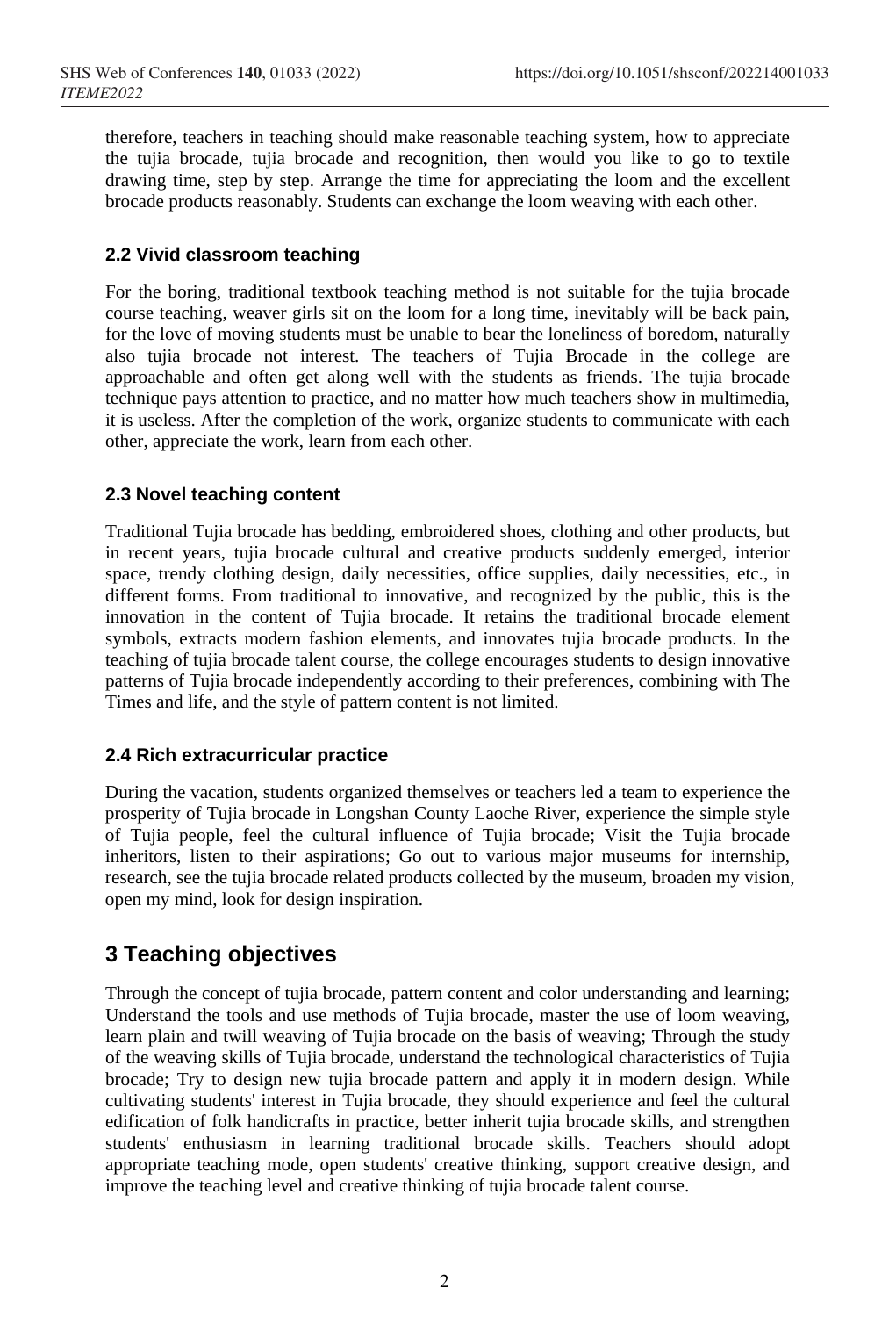therefore, teachers in teaching should make reasonable teaching system, how to appreciate the tujia brocade, tujia brocade and recognition, then would you like to go to textile drawing time, step by step. Arrange the time for appreciating the loom and the excellent brocade products reasonably. Students can exchange the loom weaving with each other.

### 2.2 Vivid classroom teaching

For the boring, traditional textbook teaching method is not suitable for the tujia brocade course teaching, weaver girls sit on the loom for a long time, inevitably will be back pain, for the love of moving students must be unable to bear the loneliness of boredom, naturally also tujia brocade not interest. The teachers of Tujia Brocade in the college are approachable and often get along well with the students as friends. The tujia brocade technique pays attention to practice, and no matter how much teachers show in multimedia, it is useless. After the completion of the work, organize students to communicate with each other, appreciate the work, learn from each other.

### 2.3 Novel teaching content

Traditional Tujia brocade has bedding, embroidered shoes, clothing and other products, but in recent years, tujia brocade cultural and creative products suddenly emerged, interior space, trendy clothing design, daily necessities, office supplies, daily necessities, etc., in different forms. From traditional to innovative, and recognized by the public, this is the innovation in the content of Tujia brocade. It retains the traditional brocade element symbols, extracts modern fashion elements, and innovates tujia brocade products. In the teaching of tujia brocade talent course, the college encourages students to design innovative patterns of Tujia brocade independently according to their preferences, combining with The Times and life, and the style of pattern content is not limited.

### 2.4 Rich extracurricular practice

During the vacation, students organized themselves or teachers led a team to experience the prosperity of Tujia brocade in Longshan County Laoche River, experience the simple style of Tujia people, feel the cultural influence of Tujia brocade; Visit the Tujia brocade inheritors, listen to their aspirations; Go out to various major museums for internship, research, see the tujia brocade related products collected by the museum, broaden my vision, open my mind, look for design inspiration.

## 3 Teaching objectives

Through the concept of tujia brocade, pattern content and color understanding and learning; Understand the tools and use methods of Tujia brocade, master the use of loom weaving, learn plain and twill weaving of Tujia brocade on the basis of weaving; Through the study of the weaving skills of Tujia brocade, understand the technological characteristics of Tujia brocade; Try to design new tujia brocade pattern and apply it in modern design. While cultivating students' interest in Tujia brocade, they should experience and feel the cultural edification of folk handicrafts in practice, better inherit tujia brocade skills, and strengthen students' enthusiasm in learning traditional brocade skills. Teachers should adopt appropriate teaching mode, open students' creative thinking, support creative design, and improve the teaching level and creative thinking of tujia brocade talent course.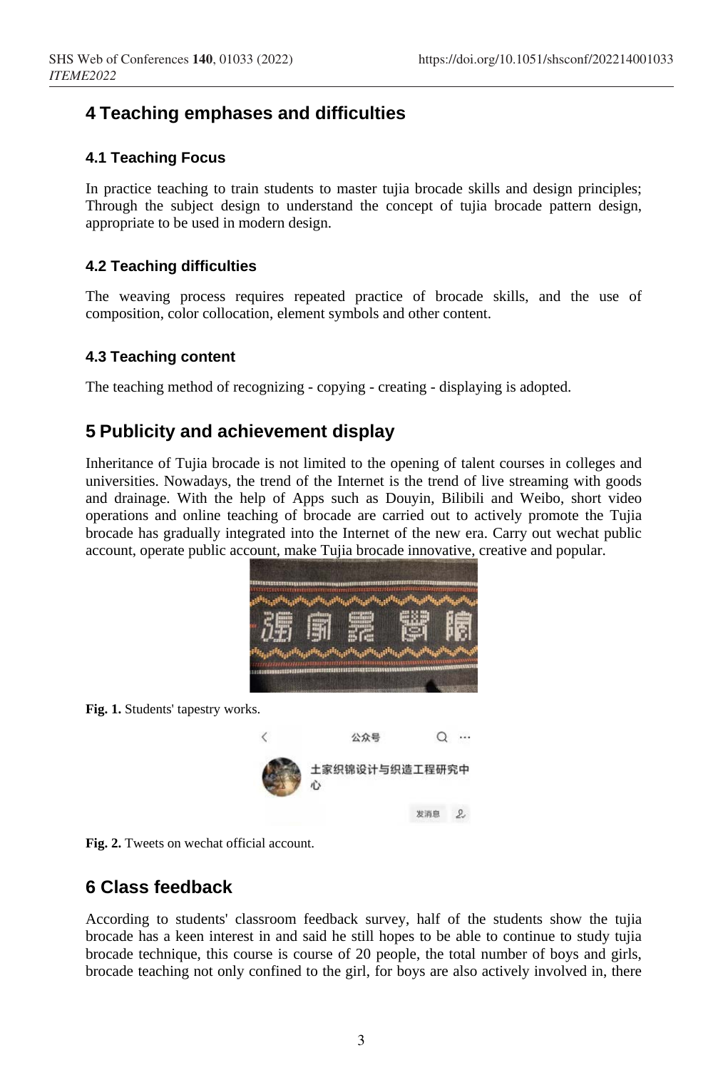## 4 Teaching emphases and difficulties

### 4.1 Teaching Focus

In practice teaching to train students to master tujia brocade skills and design principles; Through the subject design to understand the concept of tujia brocade pattern design, appropriate to be used in modern design.

### 4.2 Teaching difficulties

The weaving process requires repeated practice of brocade skills, and the use of composition, color collocation, element symbols and other content.

### 4.3 Teaching content

The teaching method of recognizing - copying - creating - displaying is adopted.

## 5 Publicity and achievement display

Inheritance of Tujia brocade is not limited to the opening of talent courses in colleges and universities. Nowadays, the trend of the Internet is the trend of live streaming with goods and drainage. With the help of Apps such as Douyin, Bilibili and Weibo, short video operations and online teaching of brocade are carried out to actively promote the Tujia brocade has gradually integrated into the Internet of the new era. Carry out wechat public account, operate public account, make Tujia brocade innovative, creative and popular.

**Fig. 1.** Students' tapestry works.

**Fig. 2.** Tweets on wechat official account.

## 6 Class feedback

According to students' classroom feedback survey, half of the students show the tujia brocade has a keen interest in and said he still hopes to be able to continue to study tujia brocade technique, this course is course of 20 people, the total number of boys and girls, brocade teaching not only confined to the girl, for boys are also actively involved in, there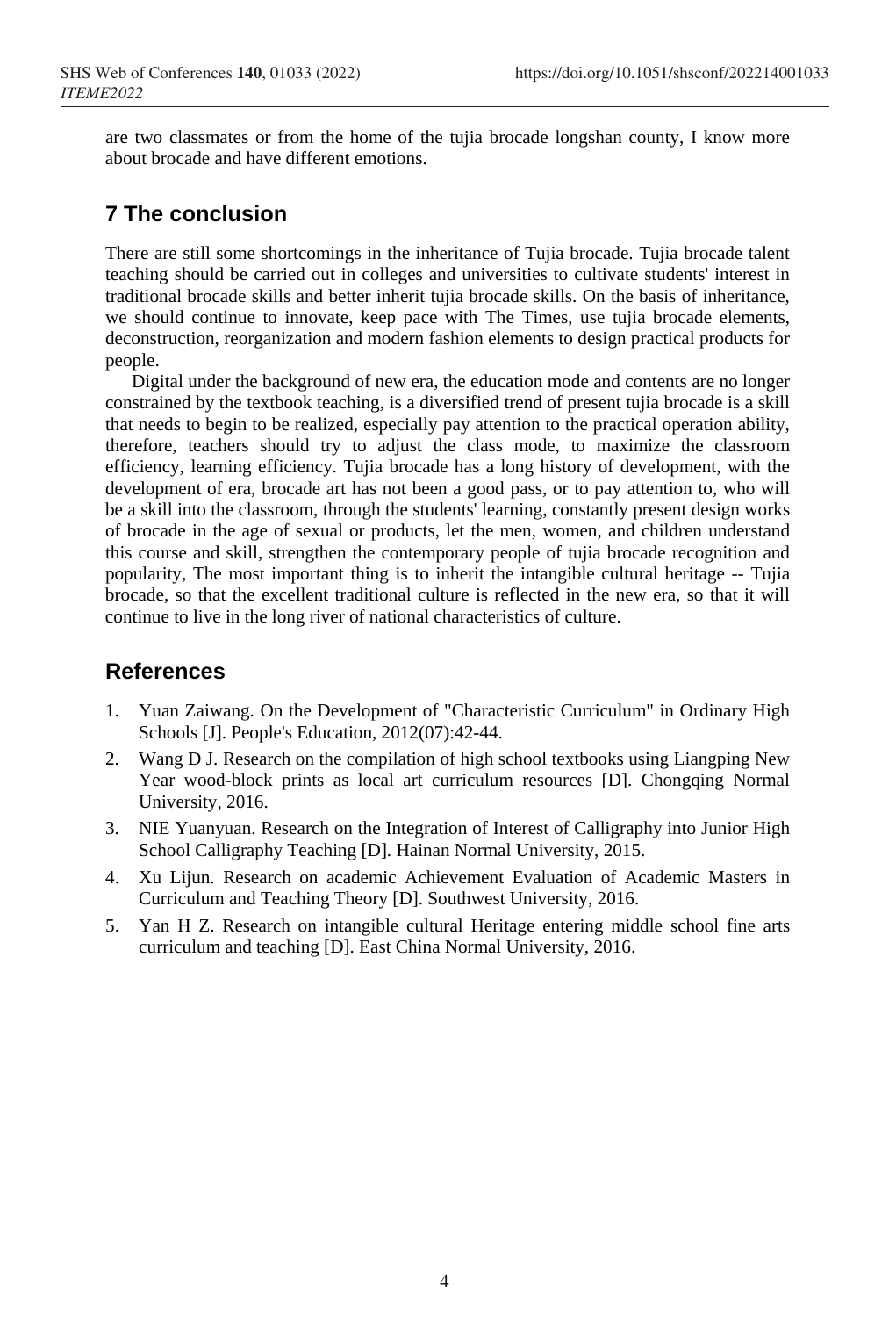are two classmates or from the home of the tujia brocade longshan county, I know more about brocade and have different emotions.

## 7 The conclusion

There are still some shortcomings in the inheritance of Tujia brocade. Tujia brocade talent teaching should be carried out in colleges and universities to cultivate students' interest in traditional brocade skills and better inherit tujia brocade skills. On the basis of inheritance, we should continue to innovate, keep pace with The Times, use tujia brocade elements, deconstruction, reorganization and modern fashion elements to design practical products for people.

Digital under the background of new era, the education mode and contents are no longer constrained by the textbook teaching, is a diversified trend of present tujia brocade is a skill that needs to begin to be realized, especially pay attention to the practical operation ability, therefore, teachers should try to adjust the class mode, to maximize the classroom efficiency, learning efficiency. Tujia brocade has a long history of development, with the development of era, brocade art has not been a good pass, or to pay attention to, who will be a skill into the classroom, through the students' learning, constantly present design works of brocade in the age of sexual or products, let the men, women, and children understand this course and skill, strengthen the contemporary people of tujia brocade recognition and popularity, The most important thing is to inherit the intangible cultural heritage -- Tujia brocade, so that the excellent traditional culture is reflected in the new era, so that it will continue to live in the long river of national characteristics of culture.

## References

1. Yuan Zaiwang. On the Development of "Characteristic Curriculum" in Ordinary High Schools [J]. People's Education, 2012(07):42-44.
2. Wang D J. Research on the compilation of high school textbooks using Liangping New Year wood-block prints as local art curriculum resources [D]. Chongqing Normal University, 2016.
3. NIE Yuanyuan. Research on the Integration of Interest of Calligraphy into Junior High School Calligraphy Teaching [D]. Hainan Normal University, 2015.
4. Xu Lijun. Research on academic Achievement Evaluation of Academic Masters in Curriculum and Teaching Theory [D]. Southwest University, 2016.
5. Yan H Z. Research on intangible cultural Heritage entering middle school fine arts curriculum and teaching [D]. East China Normal University, 2016.